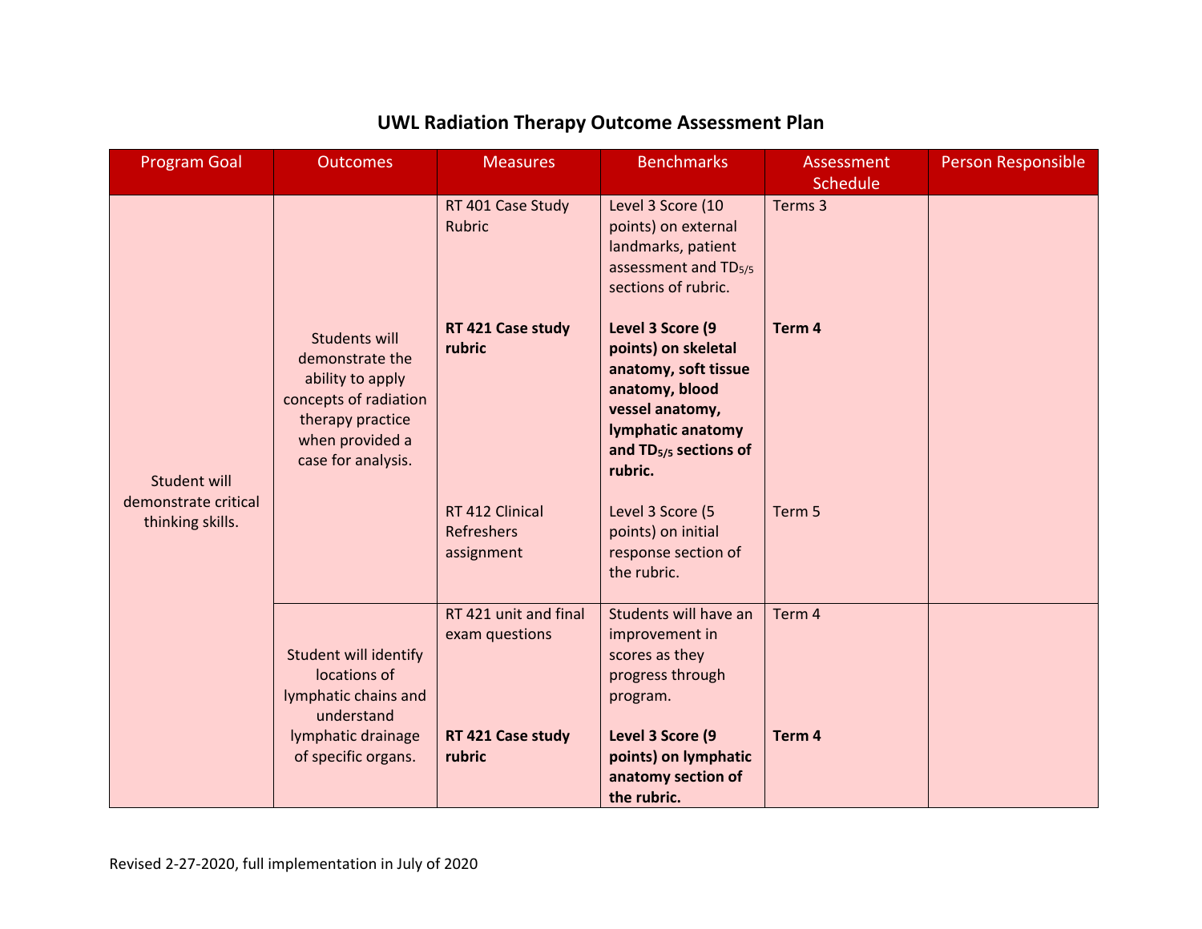# UWL Radiation Therapy Outcome Assessment Plan

| Program Goal | Outcomes | Measures | Benchmarks | Assessment Schedule | Person Responsible |
|---|---|---|---|---|---|
| Student will demonstrate critical thinking skills. | Students will demonstrate the ability to apply concepts of radiation therapy practice when provided a case for analysis. | RT 401 Case Study Rubric | Level 3 Score (10 points) on external landmarks, patient assessment and $TD_{5/5}$ sections of rubric. | Terms 3 | |
| | | **RT 421 Case study rubric** | **Level 3 Score (9 points) on skeletal anatomy, soft tissue anatomy, blood vessel anatomy, lymphatic anatomy and $TD_{5/5}$ sections of rubric.** | **Term 4** | |
| | | RT 412 Clinical Refreshers assignment | Level 3 Score (5 points) on initial response section of the rubric. | Term 5 | |
| | Student will identify locations of lymphatic chains and understand lymphatic drainage of specific organs. | RT 421 unit and final exam questions | Students will have an improvement in scores as they progress through program. | Term 4 | |
| | | **RT 421 Case study rubric** | **Level 3 Score (9 points) on lymphatic anatomy section of the rubric.** | **Term 4** | |

Revised 2-27-2020, full implementation in July of 2020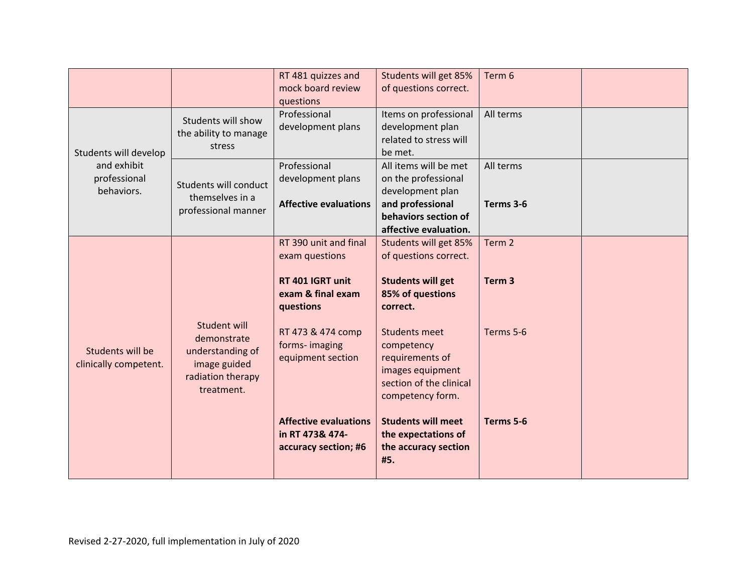| | | | | | |
|---|---|---|---|---|---|
| | | RT 481 quizzes and mock board review questions | Students will get 85% of questions correct. | Term 6 | |
| Students will develop and exhibit professional behaviors. | Students will show the ability to manage stress | Professional development plans | Items on professional development plan related to stress will be met. | All terms | |
| | Students will conduct themselves in a professional manner | Professional development plans<br><br>**Affective evaluations** | All items will be met on the professional development plan **and professional behaviors section of affective evaluation.** | All terms<br><br>**Terms 3-6** | |
| Students will be clinically competent. | Student will demonstrate understanding of image guided radiation therapy treatment. | RT 390 unit and final exam questions<br><br>**RT 401 IGRT unit exam & final exam questions**<br><br>RT 473 & 474 comp forms- imaging equipment section<br><br>**Affective evaluations in RT 473& 474- accuracy section; #6** | Students will get 85% of questions correct.<br><br>**Students will get 85% of questions correct.**<br><br>Students meet competency requirements of images equipment section of the clinical competency form.<br><br>**Students will meet the expectations of the accuracy section #5.** | Term 2<br><br>**Term 3**<br><br>Terms 5-6<br><br>**Terms 5-6** | |

Revised 2-27-2020, full implementation in July of 2020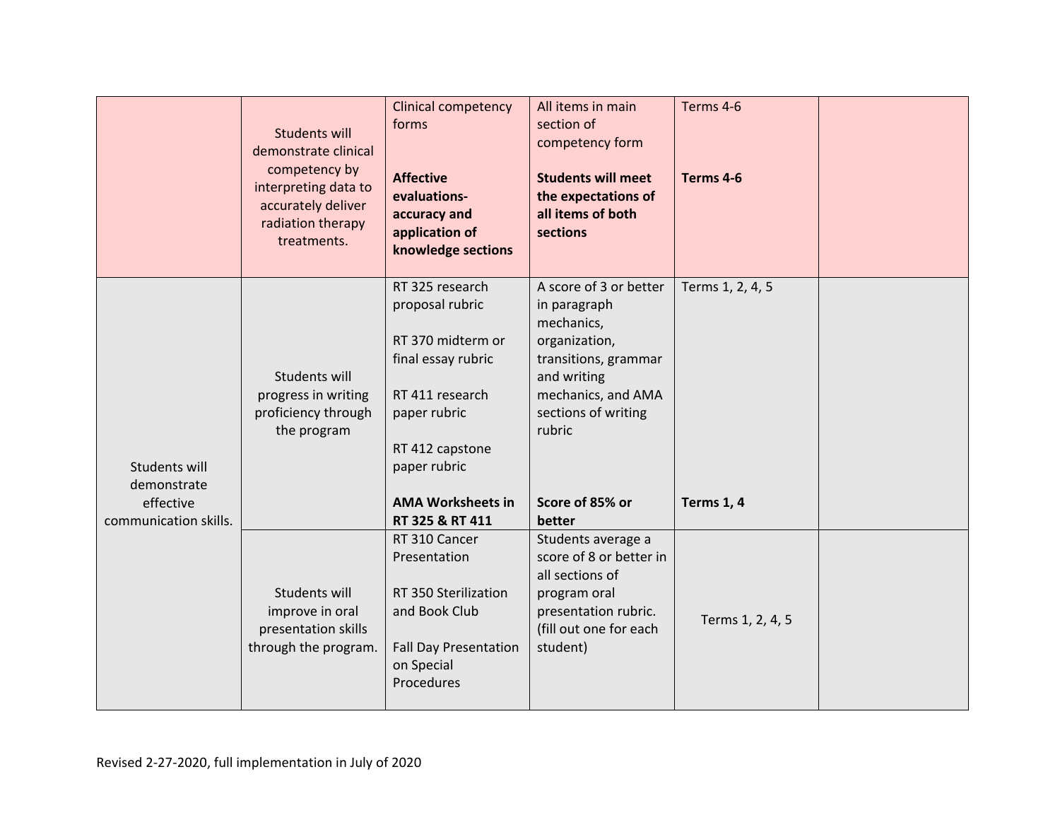| | | | | | |
|---|---|---|---|---|---|
| | Students will demonstrate clinical competency by interpreting data to accurately deliver radiation therapy treatments. | Clinical competency forms<br><br>**Affective evaluations- accuracy and application of knowledge sections** | All items in main section of competency form<br><br>**Students will meet the expectations of all items of both sections** | Terms 4-6<br><br>**Terms 4-6** | |
| Students will demonstrate effective communication skills. | Students will progress in writing proficiency through the program | RT 325 research proposal rubric<br><br>RT 370 midterm or final essay rubric<br><br>RT 411 research paper rubric<br><br>RT 412 capstone paper rubric<br><br>**AMA Worksheets in RT 325 & RT 411** | A score of 3 or better in paragraph mechanics, organization, transitions, grammar and writing mechanics, and AMA sections of writing rubric<br><br>**Score of 85% or better** | Terms 1, 2, 4, 5<br><br>**Terms 1, 4** | |
| | Students will improve in oral presentation skills through the program. | RT 310 Cancer Presentation<br><br>RT 350 Sterilization and Book Club<br><br>Fall Day Presentation on Special Procedures | Students average a score of 8 or better in all sections of program oral presentation rubric. (fill out one for each student) | Terms 1, 2, 4, 5 | |

Revised 2-27-2020, full implementation in July of 2020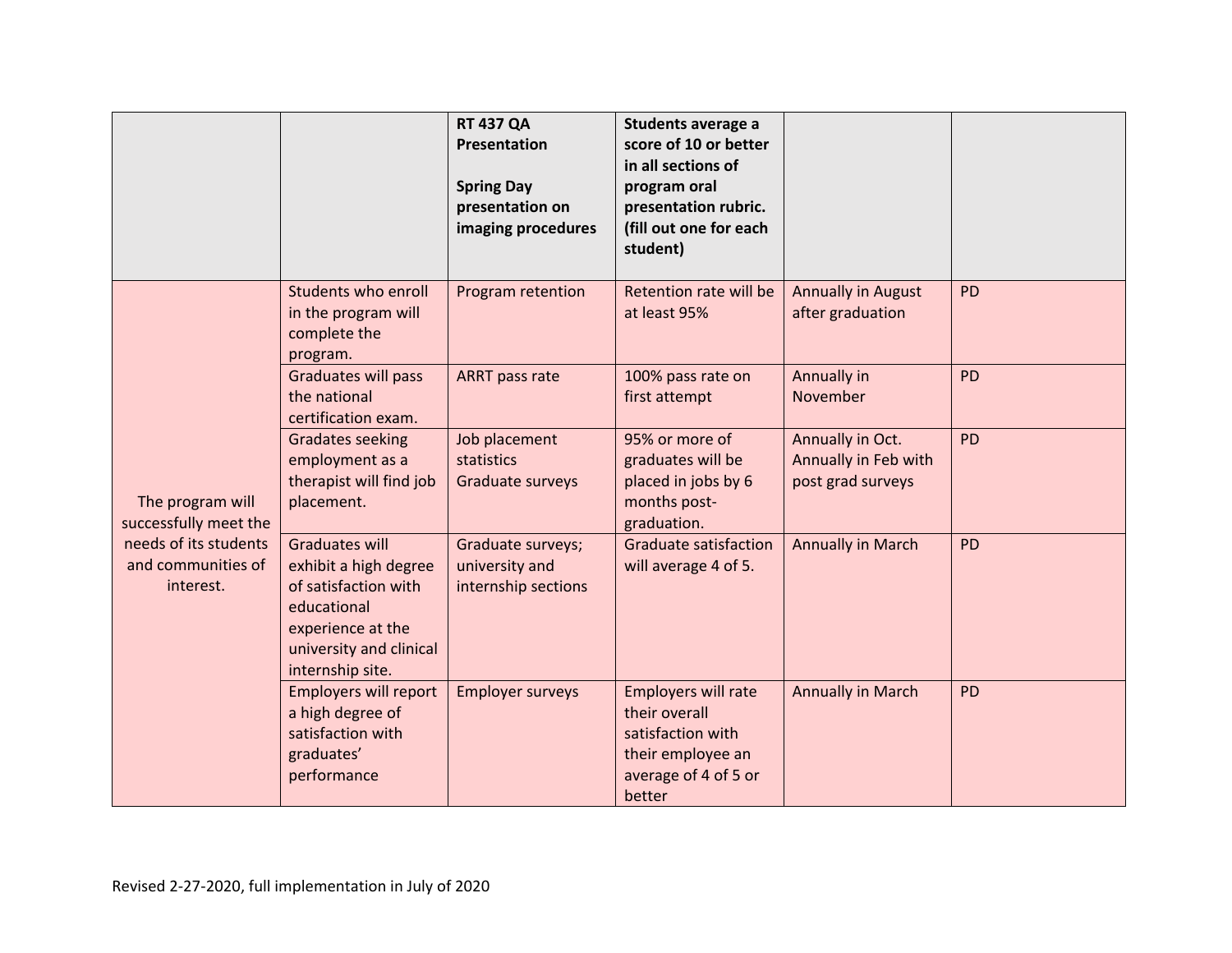| | | | | | |
|---|---|---|---|---|---|
| | | **RT 437 QA Presentation**<br><br>**Spring Day presentation on imaging procedures** | **Students average a score of 10 or better in all sections of program oral presentation rubric. (fill out one for each student)** | | |
| The program will successfully meet the needs of its students and communities of interest. | Students who enroll in the program will complete the program. | Program retention | Retention rate will be at least 95% | Annually in August after graduation | PD |
| | Graduates will pass the national certification exam. | ARRT pass rate | 100% pass rate on first attempt | Annually in November | PD |
| | Gradates seeking employment as a therapist will find job placement. | Job placement statistics<br>Graduate surveys | 95% or more of graduates will be placed in jobs by 6 months post-graduation. | Annually in Oct.<br>Annually in Feb with post grad surveys | PD |
| | Graduates will exhibit a high degree of satisfaction with educational experience at the university and clinical internship site. | Graduate surveys; university and internship sections | Graduate satisfaction will average 4 of 5. | Annually in March | PD |
| | Employers will report a high degree of satisfaction with graduates' performance | Employer surveys | Employers will rate their overall satisfaction with their employee an average of 4 of 5 or better | Annually in March | PD |

Revised 2-27-2020, full implementation in July of 2020